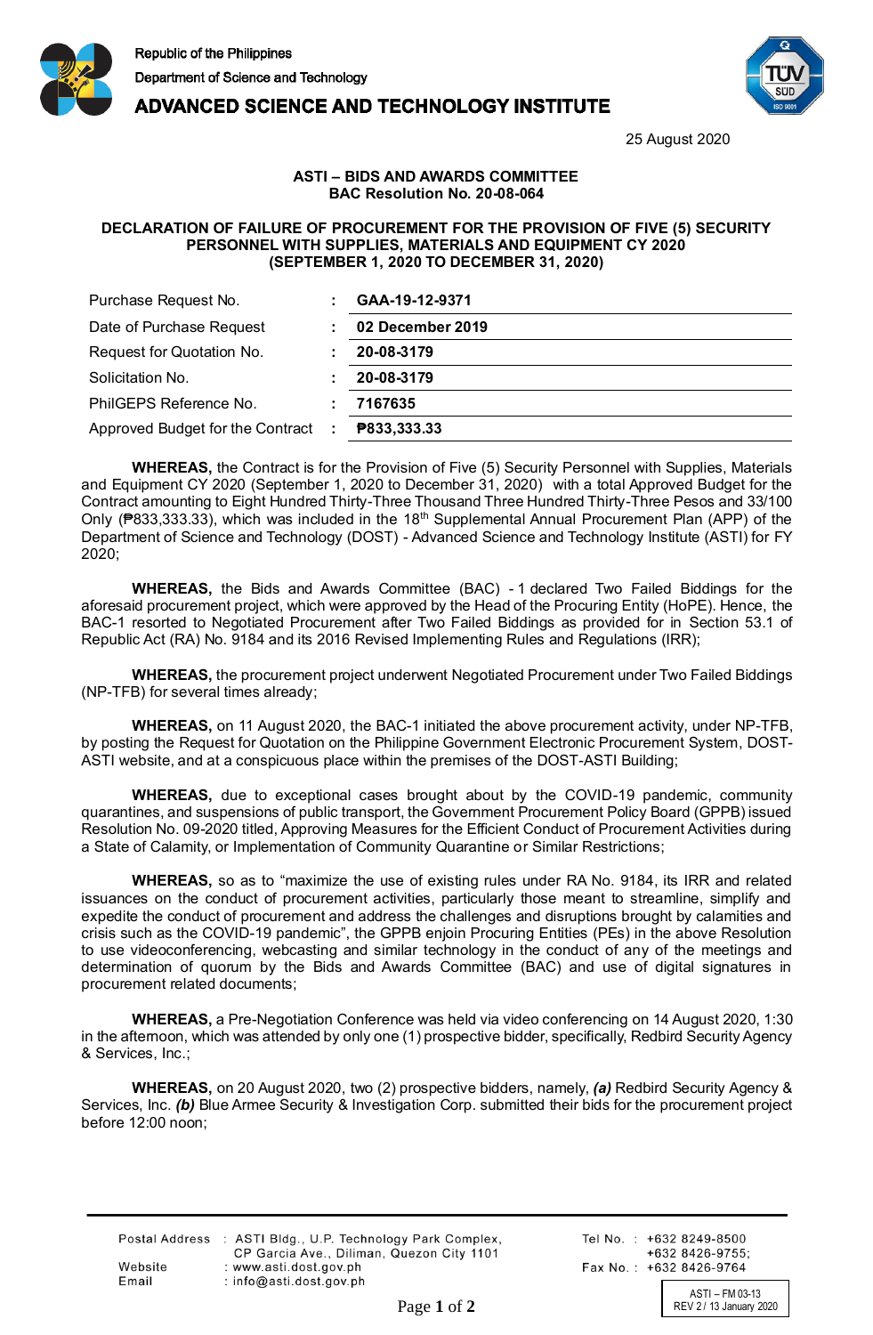Republic of the Philippines
Department of Science and Technology
**ADVANCED SCIENCE AND TECHNOLOGY INSTITUTE**

25 August 2020

**ASTI – BIDS AND AWARDS COMMITTEE**
**BAC Resolution No. 20-08-064**

**DECLARATION OF FAILURE OF PROCUREMENT FOR THE PROVISION OF FIVE (5) SECURITY PERSONNEL WITH SUPPLIES, MATERIALS AND EQUIPMENT CY 2020 (SEPTEMBER 1, 2020 TO DECEMBER 31, 2020)**

| | | |
|---|---|---|
| Purchase Request No. | : | **GAA-19-12-9371** |
| Date of Purchase Request | : | **02 December 2019** |
| Request for Quotation No. | : | **20-08-3179** |
| Solicitation No. | : | **20-08-3179** |
| PhilGEPS Reference No. | : | **7167635** |
| Approved Budget for the Contract | : | **₱833,333.33** |

**WHEREAS,** the Contract is for the Provision of Five (5) Security Personnel with Supplies, Materials and Equipment CY 2020 (September 1, 2020 to December 31, 2020) with a total Approved Budget for the Contract amounting to Eight Hundred Thirty-Three Thousand Three Hundred Thirty-Three Pesos and 33/100 Only (₱833,333.33), which was included in the 18th Supplemental Annual Procurement Plan (APP) of the Department of Science and Technology (DOST) - Advanced Science and Technology Institute (ASTI) for FY 2020;

**WHEREAS,** the Bids and Awards Committee (BAC) - 1 declared Two Failed Biddings for the aforesaid procurement project, which were approved by the Head of the Procuring Entity (HoPE). Hence, the BAC-1 resorted to Negotiated Procurement after Two Failed Biddings as provided for in Section 53.1 of Republic Act (RA) No. 9184 and its 2016 Revised Implementing Rules and Regulations (IRR);

**WHEREAS,** the procurement project underwent Negotiated Procurement under Two Failed Biddings (NP-TFB) for several times already;

**WHEREAS,** on 11 August 2020, the BAC-1 initiated the above procurement activity, under NP-TFB, by posting the Request for Quotation on the Philippine Government Electronic Procurement System, DOST-ASTI website, and at a conspicuous place within the premises of the DOST-ASTI Building;

**WHEREAS,** due to exceptional cases brought about by the COVID-19 pandemic, community quarantines, and suspensions of public transport, the Government Procurement Policy Board (GPPB) issued Resolution No. 09-2020 titled, Approving Measures for the Efficient Conduct of Procurement Activities during a State of Calamity, or Implementation of Community Quarantine or Similar Restrictions;

**WHEREAS,** so as to "maximize the use of existing rules under RA No. 9184, its IRR and related issuances on the conduct of procurement activities, particularly those meant to streamline, simplify and expedite the conduct of procurement and address the challenges and disruptions brought by calamities and crisis such as the COVID-19 pandemic", the GPPB enjoin Procuring Entities (PEs) in the above Resolution to use videoconferencing, webcasting and similar technology in the conduct of any of the meetings and determination of quorum by the Bids and Awards Committee (BAC) and use of digital signatures in procurement related documents;

**WHEREAS,** a Pre-Negotiation Conference was held via video conferencing on 14 August 2020, 1:30 in the afternoon, which was attended by only one (1) prospective bidder, specifically, Redbird Security Agency & Services, Inc.;

**WHEREAS,** on 20 August 2020, two (2) prospective bidders, namely, ***(a)*** Redbird Security Agency & Services, Inc. ***(b)*** Blue Armee Security & Investigation Corp. submitted their bids for the procurement project before 12:00 noon;

Postal Address : ASTI Bldg., U.P. Technology Park Complex, CP Garcia Ave., Diliman, Quezon City 1101
Website : www.asti.dost.gov.ph
Email : info@asti.dost.gov.ph
Tel No. : +632 8249-8500 +632 8426-9755;
Fax No. : +632 8426-9764

ASTI – FM 03-13
REV 2 / 13 January 2020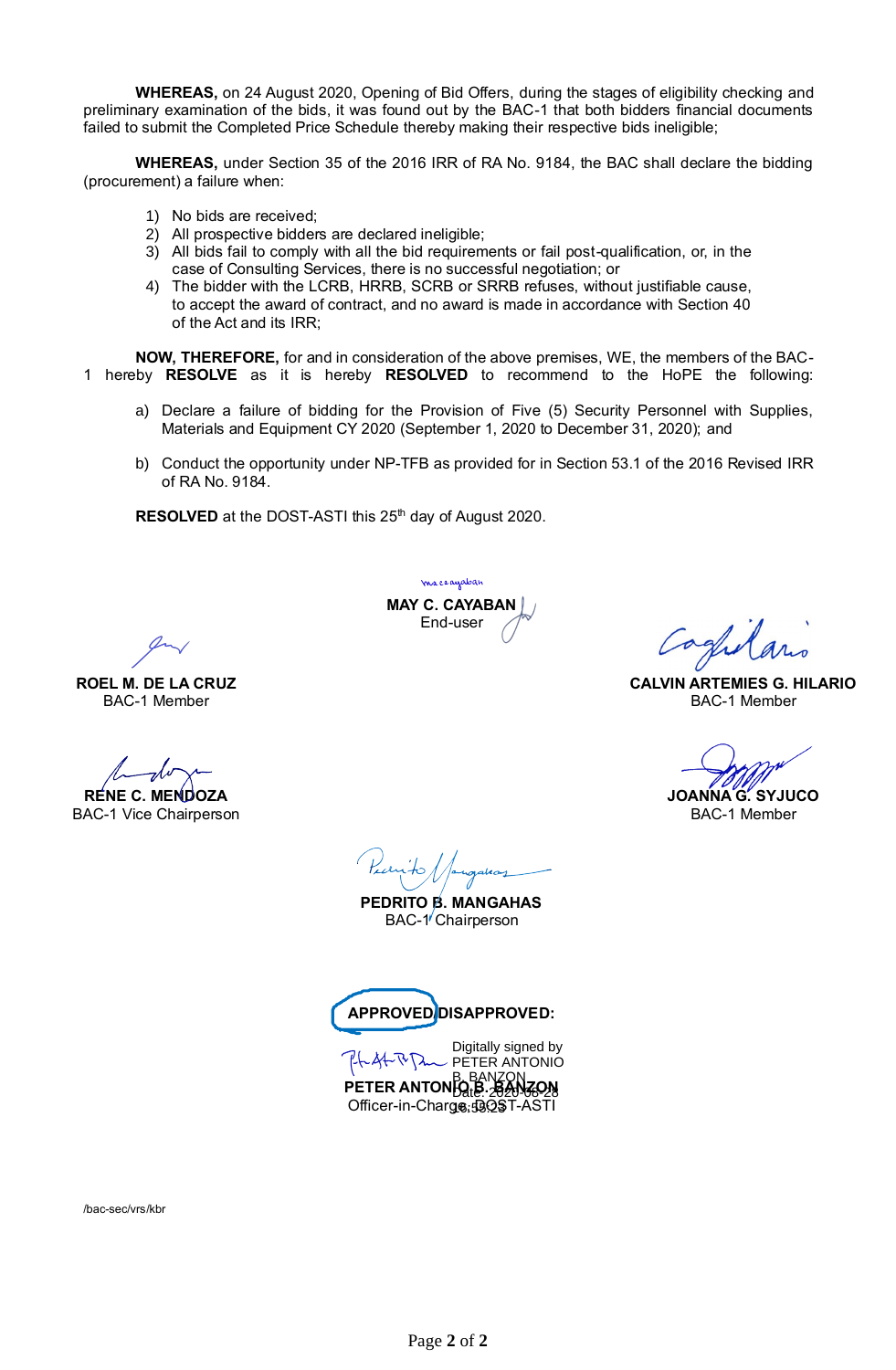**WHEREAS,** on 24 August 2020, Opening of Bid Offers, during the stages of eligibility checking and preliminary examination of the bids, it was found out by the BAC-1 that both bidders financial documents failed to submit the Completed Price Schedule thereby making their respective bids ineligible;

**WHEREAS,** under Section 35 of the 2016 IRR of RA No. 9184, the BAC shall declare the bidding (procurement) a failure when:

1) No bids are received;
2) All prospective bidders are declared ineligible;
3) All bids fail to comply with all the bid requirements or fail post-qualification, or, in the case of Consulting Services, there is no successful negotiation; or
4) The bidder with the LCRB, HRRB, SCRB or SRRB refuses, without justifiable cause, to accept the award of contract, and no award is made in accordance with Section 40 of the Act and its IRR;

**NOW, THEREFORE,** for and in consideration of the above premises, WE, the members of the BAC-1 hereby **RESOLVE** as it is hereby **RESOLVED** to recommend to the HoPE the following:

a) Declare a failure of bidding for the Provision of Five (5) Security Personnel with Supplies, Materials and Equipment CY 2020 (September 1, 2020 to December 31, 2020); and

b) Conduct the opportunity under NP-TFB as provided for in Section 53.1 of the 2016 Revised IRR of RA No. 9184.

**RESOLVED** at the DOST-ASTI this 25th day of August 2020.

**MAY C. CAYABAN**
End-user

**ROEL M. DE LA CRUZ**
BAC-1 Member

**CALVIN ARTEMIES G. HILARIO**
BAC-1 Member

**RENE C. MENDOZA**
BAC-1 Vice Chairperson

**JOANNA G. SYJUCO**
BAC-1 Member

**PEDRITO B. MANGAHAS**
BAC-1 Chairperson

**APPROVED/DISAPPROVED:**

Digitally signed by PETER ANTONIO B. BANZON
Date: 2020-08-28 16:53:29

**PETER ANTONIO B. BANZON**
Officer-in-Charge, DOST-ASTI

/bac-sec/vrs/kbr